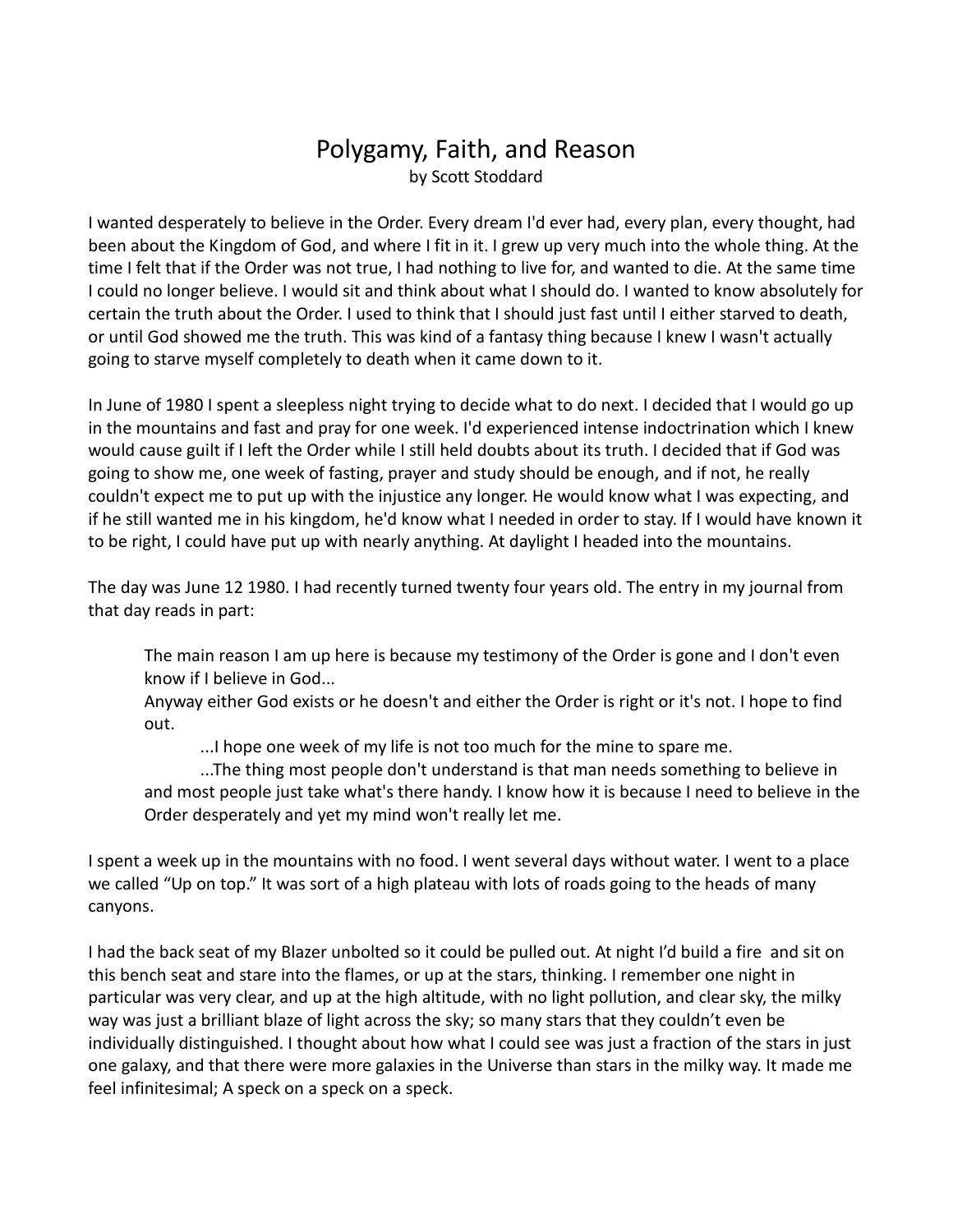# Polygamy, Faith, and Reason

by Scott Stoddard

I wanted desperately to believe in the Order. Every dream I'd ever had, every plan, every thought, had been about the Kingdom of God, and where I fit in it. I grew up very much into the whole thing. At the time I felt that if the Order was not true, I had nothing to live for, and wanted to die. At the same time I could no longer believe. I would sit and think about what I should do. I wanted to know absolutely for certain the truth about the Order. I used to think that I should just fast until I either starved to death, or until God showed me the truth. This was kind of a fantasy thing because I knew I wasn't actually going to starve myself completely to death when it came down to it.

In June of 1980 I spent a sleepless night trying to decide what to do next. I decided that I would go up in the mountains and fast and pray for one week. I'd experienced intense indoctrination which I knew would cause guilt if I left the Order while I still held doubts about its truth. I decided that if God was going to show me, one week of fasting, prayer and study should be enough, and if not, he really couldn't expect me to put up with the injustice any longer. He would know what I was expecting, and if he still wanted me in his kingdom, he'd know what I needed in order to stay. If I would have known it to be right, I could have put up with nearly anything. At daylight I headed into the mountains.

The day was June 12 1980. I had recently turned twenty four years old. The entry in my journal from that day reads in part:

> The main reason I am up here is because my testimony of the Order is gone and I don't even know if I believe in God...
> Anyway either God exists or he doesn't and either the Order is right or it's not. I hope to find out.
>
> ...I hope one week of my life is not too much for the mine to spare me.
>
> ...The thing most people don't understand is that man needs something to believe in and most people just take what's there handy. I know how it is because I need to believe in the Order desperately and yet my mind won't really let me.

I spent a week up in the mountains with no food. I went several days without water. I went to a place we called "Up on top." It was sort of a high plateau with lots of roads going to the heads of many canyons.

I had the back seat of my Blazer unbolted so it could be pulled out. At night I'd build a fire and sit on this bench seat and stare into the flames, or up at the stars, thinking. I remember one night in particular was very clear, and up at the high altitude, with no light pollution, and clear sky, the milky way was just a brilliant blaze of light across the sky; so many stars that they couldn't even be individually distinguished. I thought about how what I could see was just a fraction of the stars in just one galaxy, and that there were more galaxies in the Universe than stars in the milky way. It made me feel infinitesimal; A speck on a speck on a speck.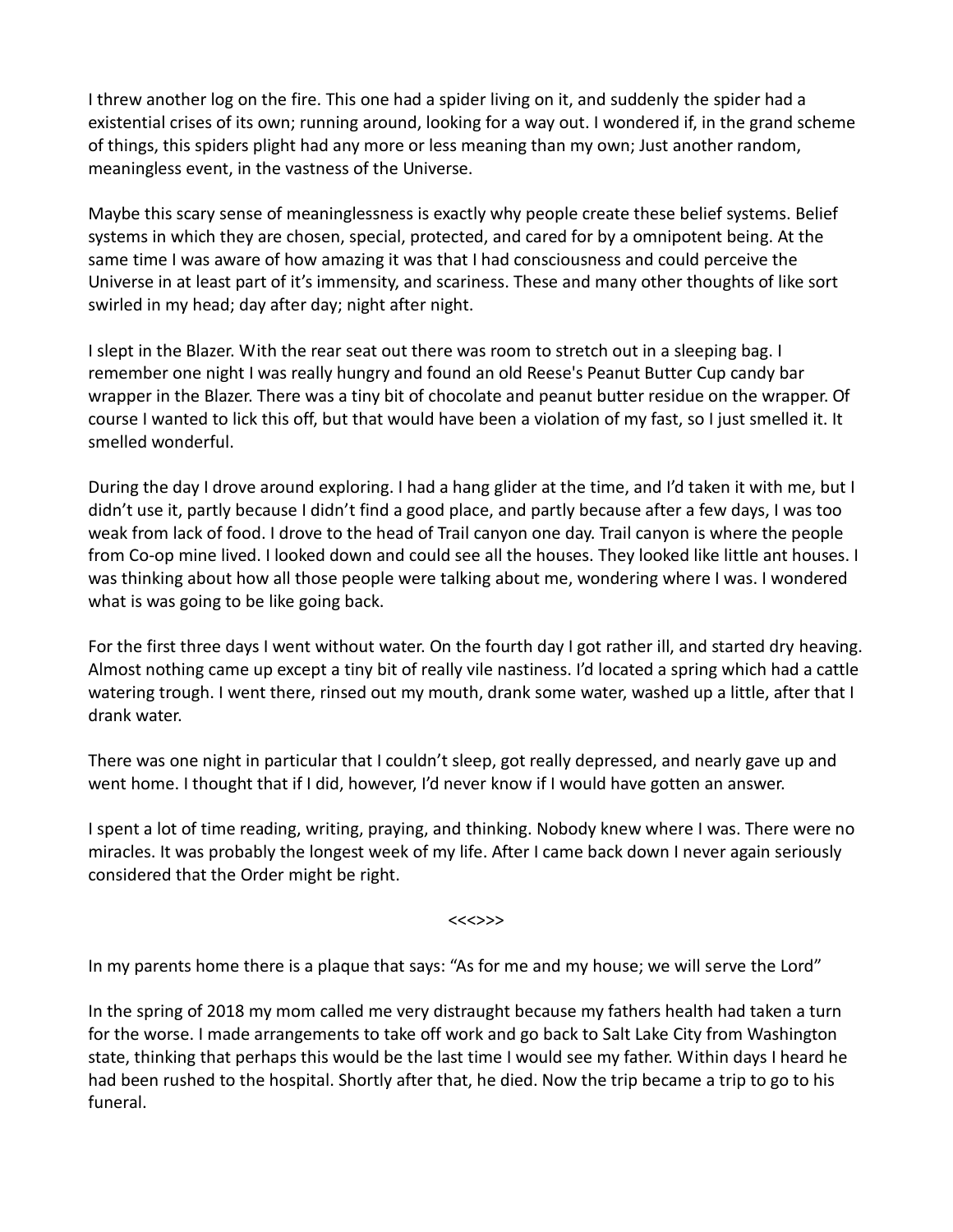I threw another log on the fire. This one had a spider living on it, and suddenly the spider had a existential crises of its own; running around, looking for a way out. I wondered if, in the grand scheme of things, this spiders plight had any more or less meaning than my own; Just another random, meaningless event, in the vastness of the Universe.

Maybe this scary sense of meaninglessness is exactly why people create these belief systems. Belief systems in which they are chosen, special, protected, and cared for by a omnipotent being. At the same time I was aware of how amazing it was that I had consciousness and could perceive the Universe in at least part of it's immensity, and scariness. These and many other thoughts of like sort swirled in my head; day after day; night after night.

I slept in the Blazer. With the rear seat out there was room to stretch out in a sleeping bag. I remember one night I was really hungry and found an old Reese's Peanut Butter Cup candy bar wrapper in the Blazer. There was a tiny bit of chocolate and peanut butter residue on the wrapper. Of course I wanted to lick this off, but that would have been a violation of my fast, so I just smelled it. It smelled wonderful.

During the day I drove around exploring. I had a hang glider at the time, and I'd taken it with me, but I didn't use it, partly because I didn't find a good place, and partly because after a few days, I was too weak from lack of food. I drove to the head of Trail canyon one day. Trail canyon is where the people from Co-op mine lived. I looked down and could see all the houses. They looked like little ant houses. I was thinking about how all those people were talking about me, wondering where I was. I wondered what is was going to be like going back.

For the first three days I went without water. On the fourth day I got rather ill, and started dry heaving. Almost nothing came up except a tiny bit of really vile nastiness. I'd located a spring which had a cattle watering trough. I went there, rinsed out my mouth, drank some water, washed up a little, after that I drank water.

There was one night in particular that I couldn't sleep, got really depressed, and nearly gave up and went home. I thought that if I did, however, I'd never know if I would have gotten an answer.

I spent a lot of time reading, writing, praying, and thinking. Nobody knew where I was. There were no miracles. It was probably the longest week of my life. After I came back down I never again seriously considered that the Order might be right.

<<<>>>

In my parents home there is a plaque that says: "As for me and my house; we will serve the Lord"

In the spring of 2018 my mom called me very distraught because my fathers health had taken a turn for the worse. I made arrangements to take off work and go back to Salt Lake City from Washington state, thinking that perhaps this would be the last time I would see my father. Within days I heard he had been rushed to the hospital. Shortly after that, he died. Now the trip became a trip to go to his funeral.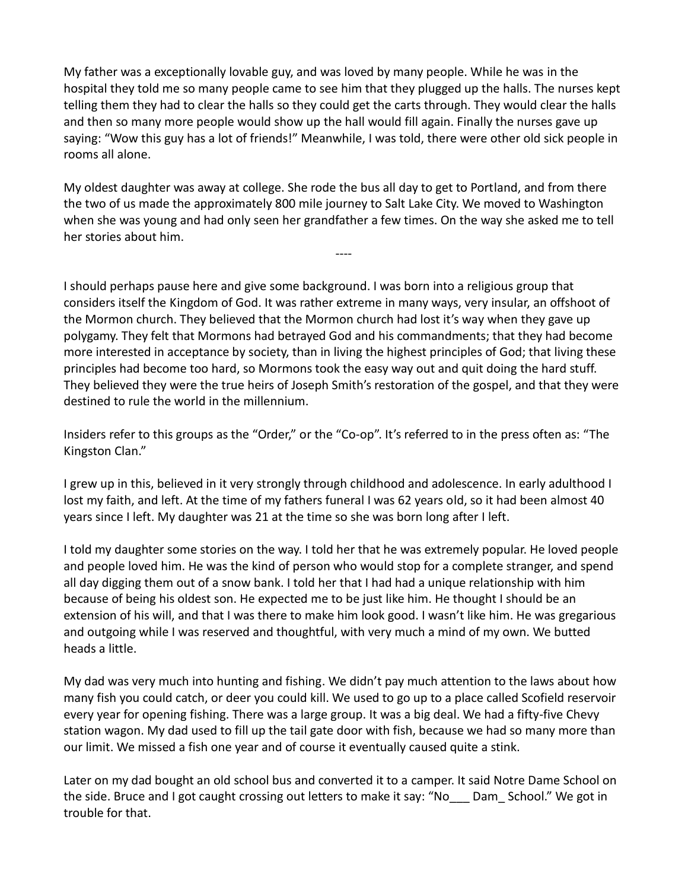My father was a exceptionally lovable guy, and was loved by many people. While he was in the hospital they told me so many people came to see him that they plugged up the halls. The nurses kept telling them they had to clear the halls so they could get the carts through. They would clear the halls and then so many more people would show up the hall would fill again. Finally the nurses gave up saying: "Wow this guy has a lot of friends!" Meanwhile, I was told, there were other old sick people in rooms all alone.

My oldest daughter was away at college. She rode the bus all day to get to Portland, and from there the two of us made the approximately 800 mile journey to Salt Lake City. We moved to Washington when she was young and had only seen her grandfather a few times. On the way she asked me to tell her stories about him.

----

I should perhaps pause here and give some background. I was born into a religious group that considers itself the Kingdom of God. It was rather extreme in many ways, very insular, an offshoot of the Mormon church. They believed that the Mormon church had lost it's way when they gave up polygamy. They felt that Mormons had betrayed God and his commandments; that they had become more interested in acceptance by society, than in living the highest principles of God; that living these principles had become too hard, so Mormons took the easy way out and quit doing the hard stuff. They believed they were the true heirs of Joseph Smith's restoration of the gospel, and that they were destined to rule the world in the millennium.

Insiders refer to this groups as the "Order," or the "Co-op". It's referred to in the press often as: "The Kingston Clan."

I grew up in this, believed in it very strongly through childhood and adolescence. In early adulthood I lost my faith, and left. At the time of my fathers funeral I was 62 years old, so it had been almost 40 years since I left. My daughter was 21 at the time so she was born long after I left.

I told my daughter some stories on the way. I told her that he was extremely popular. He loved people and people loved him. He was the kind of person who would stop for a complete stranger, and spend all day digging them out of a snow bank. I told her that I had had a unique relationship with him because of being his oldest son. He expected me to be just like him. He thought I should be an extension of his will, and that I was there to make him look good. I wasn't like him. He was gregarious and outgoing while I was reserved and thoughtful, with very much a mind of my own. We butted heads a little.

My dad was very much into hunting and fishing. We didn't pay much attention to the laws about how many fish you could catch, or deer you could kill. We used to go up to a place called Scofield reservoir every year for opening fishing. There was a large group. It was a big deal. We had a fifty-five Chevy station wagon. My dad used to fill up the tail gate door with fish, because we had so many more than our limit. We missed a fish one year and of course it eventually caused quite a stink.

Later on my dad bought an old school bus and converted it to a camper. It said Notre Dame School on the side. Bruce and I got caught crossing out letters to make it say: "No___ Dam_ School." We got in trouble for that.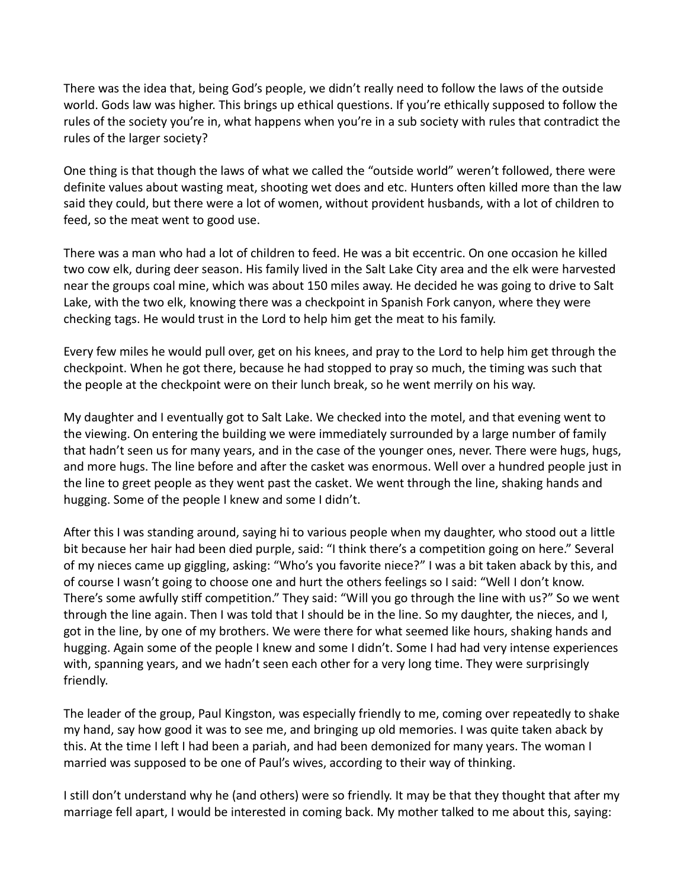There was the idea that, being God's people, we didn't really need to follow the laws of the outside world. Gods law was higher. This brings up ethical questions. If you're ethically supposed to follow the rules of the society you're in, what happens when you're in a sub society with rules that contradict the rules of the larger society?

One thing is that though the laws of what we called the "outside world" weren't followed, there were definite values about wasting meat, shooting wet does and etc. Hunters often killed more than the law said they could, but there were a lot of women, without provident husbands, with a lot of children to feed, so the meat went to good use.

There was a man who had a lot of children to feed. He was a bit eccentric. On one occasion he killed two cow elk, during deer season. His family lived in the Salt Lake City area and the elk were harvested near the groups coal mine, which was about 150 miles away. He decided he was going to drive to Salt Lake, with the two elk, knowing there was a checkpoint in Spanish Fork canyon, where they were checking tags. He would trust in the Lord to help him get the meat to his family.

Every few miles he would pull over, get on his knees, and pray to the Lord to help him get through the checkpoint. When he got there, because he had stopped to pray so much, the timing was such that the people at the checkpoint were on their lunch break, so he went merrily on his way.

My daughter and I eventually got to Salt Lake. We checked into the motel, and that evening went to the viewing. On entering the building we were immediately surrounded by a large number of family that hadn't seen us for many years, and in the case of the younger ones, never. There were hugs, hugs, and more hugs. The line before and after the casket was enormous. Well over a hundred people just in the line to greet people as they went past the casket. We went through the line, shaking hands and hugging. Some of the people I knew and some I didn't.

After this I was standing around, saying hi to various people when my daughter, who stood out a little bit because her hair had been died purple, said: "I think there's a competition going on here." Several of my nieces came up giggling, asking: "Who's you favorite niece?" I was a bit taken aback by this, and of course I wasn't going to choose one and hurt the others feelings so I said: "Well I don't know. There's some awfully stiff competition." They said: "Will you go through the line with us?" So we went through the line again. Then I was told that I should be in the line. So my daughter, the nieces, and I, got in the line, by one of my brothers. We were there for what seemed like hours, shaking hands and hugging. Again some of the people I knew and some I didn't. Some I had had very intense experiences with, spanning years, and we hadn't seen each other for a very long time. They were surprisingly friendly.

The leader of the group, Paul Kingston, was especially friendly to me, coming over repeatedly to shake my hand, say how good it was to see me, and bringing up old memories. I was quite taken aback by this. At the time I left I had been a pariah, and had been demonized for many years. The woman I married was supposed to be one of Paul's wives, according to their way of thinking.

I still don't understand why he (and others) were so friendly. It may be that they thought that after my marriage fell apart, I would be interested in coming back. My mother talked to me about this, saying: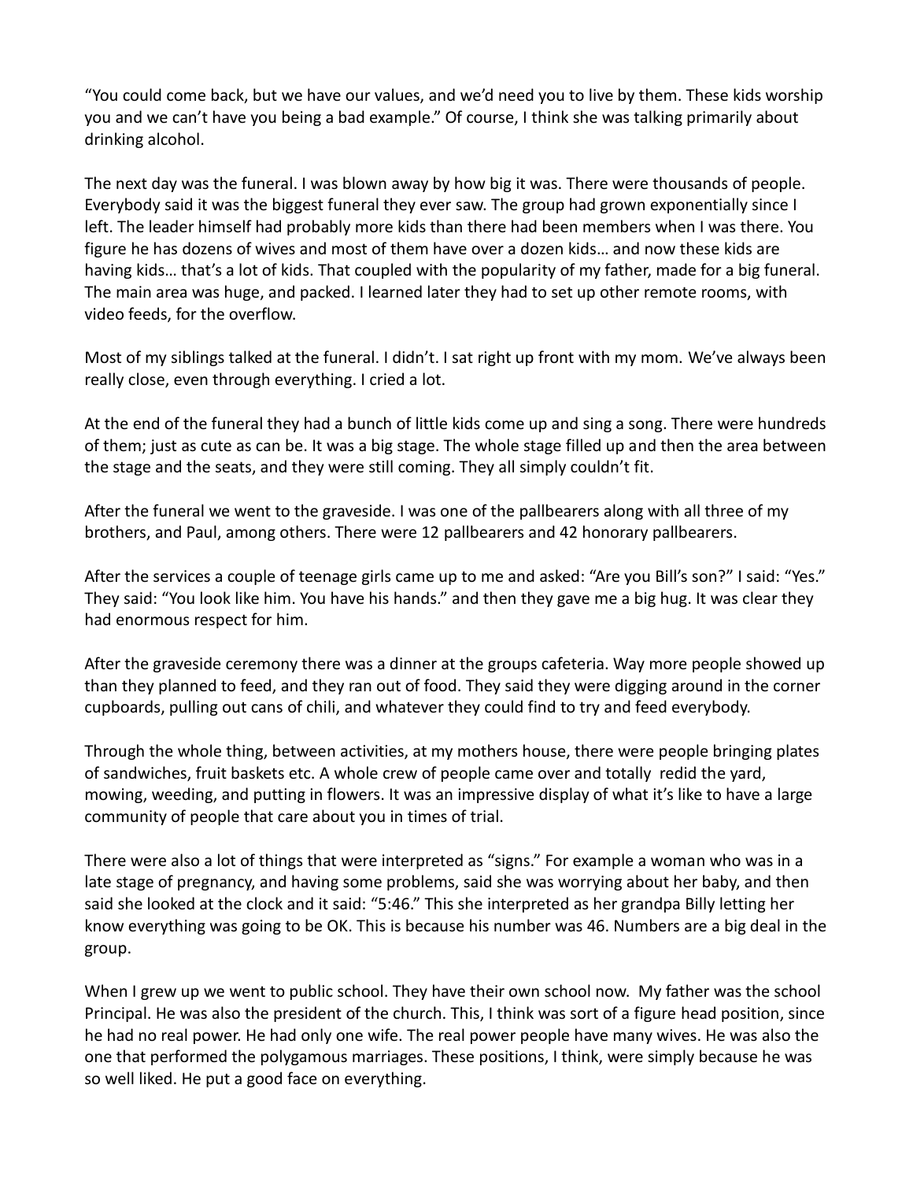"You could come back, but we have our values, and we'd need you to live by them. These kids worship you and we can't have you being a bad example." Of course, I think she was talking primarily about drinking alcohol.

The next day was the funeral. I was blown away by how big it was. There were thousands of people. Everybody said it was the biggest funeral they ever saw. The group had grown exponentially since I left. The leader himself had probably more kids than there had been members when I was there. You figure he has dozens of wives and most of them have over a dozen kids… and now these kids are having kids… that's a lot of kids. That coupled with the popularity of my father, made for a big funeral. The main area was huge, and packed. I learned later they had to set up other remote rooms, with video feeds, for the overflow.

Most of my siblings talked at the funeral. I didn't. I sat right up front with my mom. We've always been really close, even through everything. I cried a lot.

At the end of the funeral they had a bunch of little kids come up and sing a song. There were hundreds of them; just as cute as can be. It was a big stage. The whole stage filled up and then the area between the stage and the seats, and they were still coming. They all simply couldn't fit.

After the funeral we went to the graveside. I was one of the pallbearers along with all three of my brothers, and Paul, among others. There were 12 pallbearers and 42 honorary pallbearers.

After the services a couple of teenage girls came up to me and asked: "Are you Bill's son?" I said: "Yes." They said: "You look like him. You have his hands." and then they gave me a big hug. It was clear they had enormous respect for him.

After the graveside ceremony there was a dinner at the groups cafeteria. Way more people showed up than they planned to feed, and they ran out of food. They said they were digging around in the corner cupboards, pulling out cans of chili, and whatever they could find to try and feed everybody.

Through the whole thing, between activities, at my mothers house, there were people bringing plates of sandwiches, fruit baskets etc. A whole crew of people came over and totally redid the yard, mowing, weeding, and putting in flowers. It was an impressive display of what it's like to have a large community of people that care about you in times of trial.

There were also a lot of things that were interpreted as "signs." For example a woman who was in a late stage of pregnancy, and having some problems, said she was worrying about her baby, and then said she looked at the clock and it said: "5:46." This she interpreted as her grandpa Billy letting her know everything was going to be OK. This is because his number was 46. Numbers are a big deal in the group.

When I grew up we went to public school. They have their own school now. My father was the school Principal. He was also the president of the church. This, I think was sort of a figure head position, since he had no real power. He had only one wife. The real power people have many wives. He was also the one that performed the polygamous marriages. These positions, I think, were simply because he was so well liked. He put a good face on everything.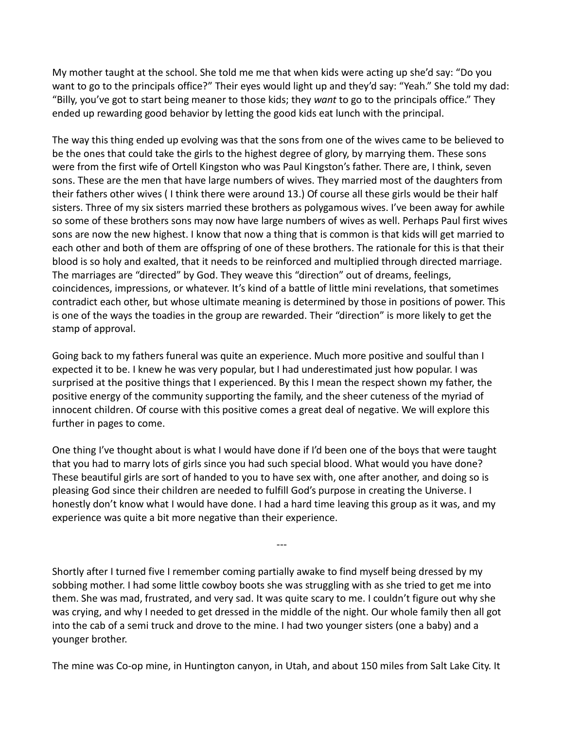My mother taught at the school. She told me me that when kids were acting up she'd say: "Do you want to go to the principals office?" Their eyes would light up and they'd say: "Yeah." She told my dad: "Billy, you've got to start being meaner to those kids; they *want* to go to the principals office." They ended up rewarding good behavior by letting the good kids eat lunch with the principal.

The way this thing ended up evolving was that the sons from one of the wives came to be believed to be the ones that could take the girls to the highest degree of glory, by marrying them. These sons were from the first wife of Ortell Kingston who was Paul Kingston's father. There are, I think, seven sons. These are the men that have large numbers of wives. They married most of the daughters from their fathers other wives ( I think there were around 13.) Of course all these girls would be their half sisters. Three of my six sisters married these brothers as polygamous wives. I've been away for awhile so some of these brothers sons may now have large numbers of wives as well. Perhaps Paul first wives sons are now the new highest. I know that now a thing that is common is that kids will get married to each other and both of them are offspring of one of these brothers. The rationale for this is that their blood is so holy and exalted, that it needs to be reinforced and multiplied through directed marriage. The marriages are "directed" by God. They weave this "direction" out of dreams, feelings, coincidences, impressions, or whatever. It's kind of a battle of little mini revelations, that sometimes contradict each other, but whose ultimate meaning is determined by those in positions of power. This is one of the ways the toadies in the group are rewarded. Their "direction" is more likely to get the stamp of approval.

Going back to my fathers funeral was quite an experience. Much more positive and soulful than I expected it to be. I knew he was very popular, but I had underestimated just how popular. I was surprised at the positive things that I experienced. By this I mean the respect shown my father, the positive energy of the community supporting the family, and the sheer cuteness of the myriad of innocent children. Of course with this positive comes a great deal of negative. We will explore this further in pages to come.

One thing I've thought about is what I would have done if I'd been one of the boys that were taught that you had to marry lots of girls since you had such special blood. What would you have done? These beautiful girls are sort of handed to you to have sex with, one after another, and doing so is pleasing God since their children are needed to fulfill God's purpose in creating the Universe. I honestly don't know what I would have done. I had a hard time leaving this group as it was, and my experience was quite a bit more negative than their experience.

---

Shortly after I turned five I remember coming partially awake to find myself being dressed by my sobbing mother. I had some little cowboy boots she was struggling with as she tried to get me into them. She was mad, frustrated, and very sad. It was quite scary to me. I couldn't figure out why she was crying, and why I needed to get dressed in the middle of the night. Our whole family then all got into the cab of a semi truck and drove to the mine. I had two younger sisters (one a baby) and a younger brother.

The mine was Co-op mine, in Huntington canyon, in Utah, and about 150 miles from Salt Lake City. It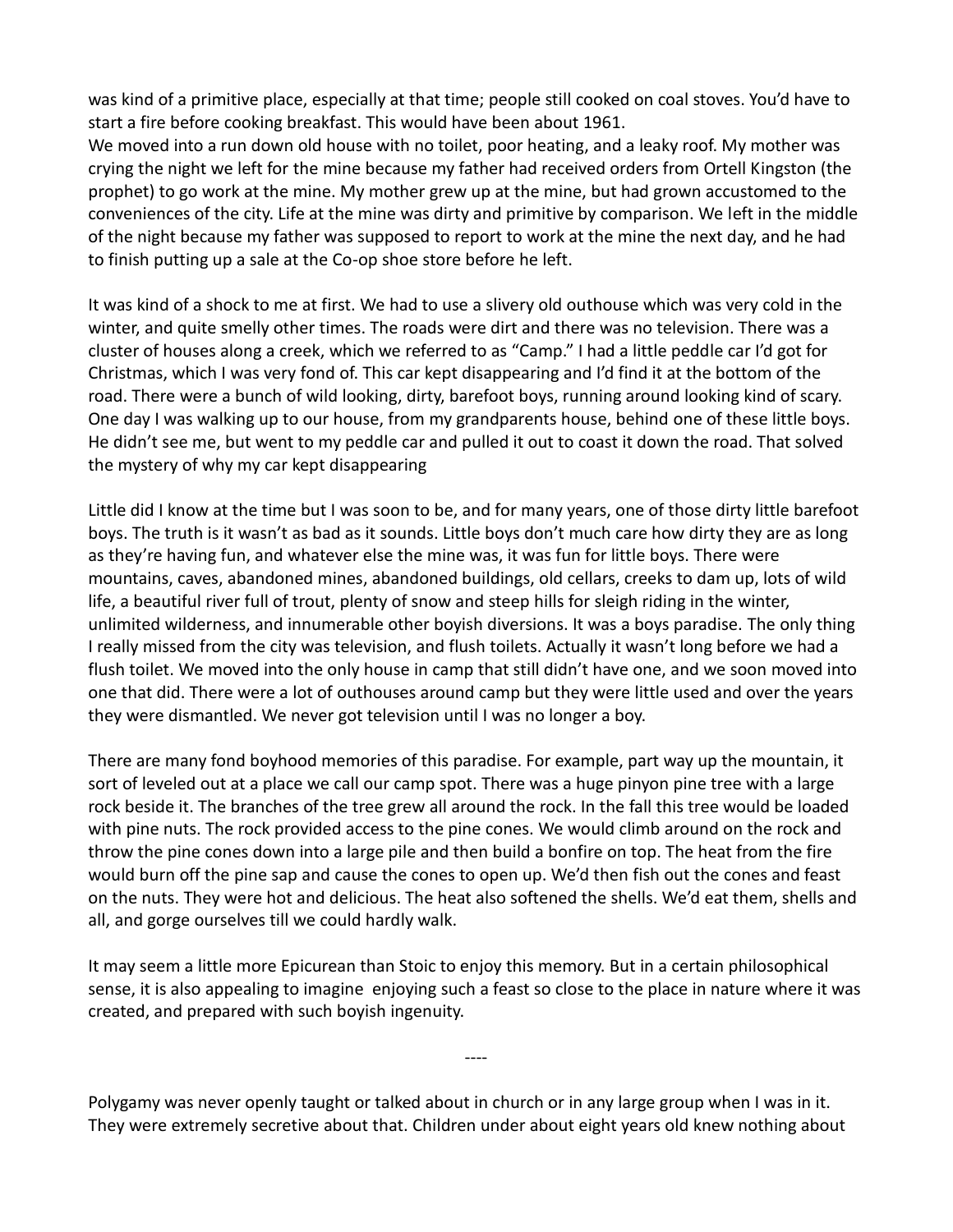was kind of a primitive place, especially at that time; people still cooked on coal stoves. You'd have to start a fire before cooking breakfast. This would have been about 1961.
We moved into a run down old house with no toilet, poor heating, and a leaky roof. My mother was crying the night we left for the mine because my father had received orders from Ortell Kingston (the prophet) to go work at the mine. My mother grew up at the mine, but had grown accustomed to the conveniences of the city. Life at the mine was dirty and primitive by comparison. We left in the middle of the night because my father was supposed to report to work at the mine the next day, and he had to finish putting up a sale at the Co-op shoe store before he left.

It was kind of a shock to me at first. We had to use a slivery old outhouse which was very cold in the winter, and quite smelly other times. The roads were dirt and there was no television. There was a cluster of houses along a creek, which we referred to as "Camp." I had a little peddle car I'd got for Christmas, which I was very fond of. This car kept disappearing and I'd find it at the bottom of the road. There were a bunch of wild looking, dirty, barefoot boys, running around looking kind of scary. One day I was walking up to our house, from my grandparents house, behind one of these little boys. He didn't see me, but went to my peddle car and pulled it out to coast it down the road. That solved the mystery of why my car kept disappearing

Little did I know at the time but I was soon to be, and for many years, one of those dirty little barefoot boys. The truth is it wasn't as bad as it sounds. Little boys don't much care how dirty they are as long as they're having fun, and whatever else the mine was, it was fun for little boys. There were mountains, caves, abandoned mines, abandoned buildings, old cellars, creeks to dam up, lots of wild life, a beautiful river full of trout, plenty of snow and steep hills for sleigh riding in the winter, unlimited wilderness, and innumerable other boyish diversions. It was a boys paradise. The only thing I really missed from the city was television, and flush toilets. Actually it wasn't long before we had a flush toilet. We moved into the only house in camp that still didn't have one, and we soon moved into one that did. There were a lot of outhouses around camp but they were little used and over the years they were dismantled. We never got television until I was no longer a boy.

There are many fond boyhood memories of this paradise. For example, part way up the mountain, it sort of leveled out at a place we call our camp spot. There was a huge pinyon pine tree with a large rock beside it. The branches of the tree grew all around the rock. In the fall this tree would be loaded with pine nuts. The rock provided access to the pine cones. We would climb around on the rock and throw the pine cones down into a large pile and then build a bonfire on top. The heat from the fire would burn off the pine sap and cause the cones to open up. We'd then fish out the cones and feast on the nuts. They were hot and delicious. The heat also softened the shells. We'd eat them, shells and all, and gorge ourselves till we could hardly walk.

It may seem a little more Epicurean than Stoic to enjoy this memory. But in a certain philosophical sense, it is also appealing to imagine enjoying such a feast so close to the place in nature where it was created, and prepared with such boyish ingenuity.

----

Polygamy was never openly taught or talked about in church or in any large group when I was in it. They were extremely secretive about that. Children under about eight years old knew nothing about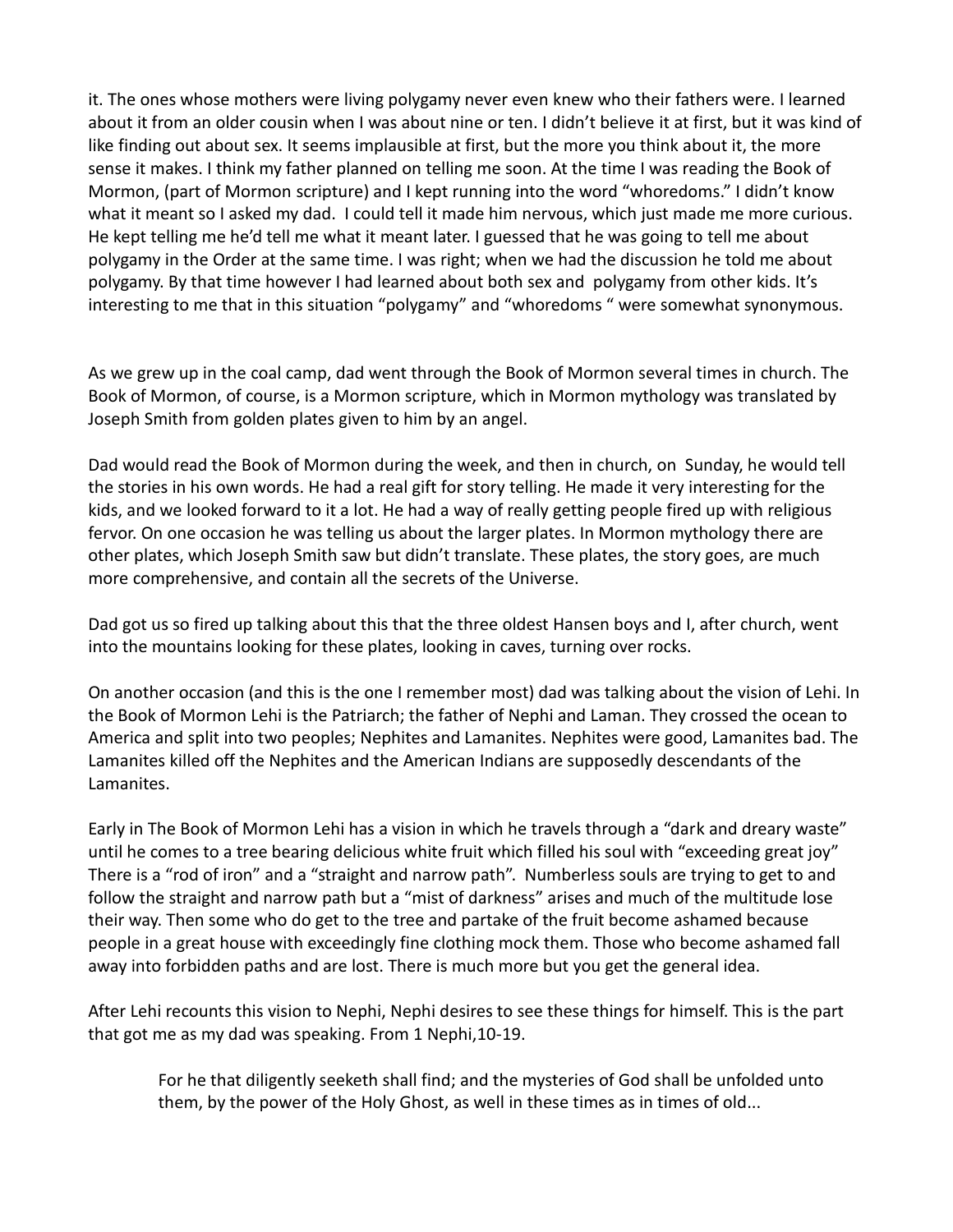it. The ones whose mothers were living polygamy never even knew who their fathers were. I learned about it from an older cousin when I was about nine or ten. I didn't believe it at first, but it was kind of like finding out about sex. It seems implausible at first, but the more you think about it, the more sense it makes. I think my father planned on telling me soon. At the time I was reading the Book of Mormon, (part of Mormon scripture) and I kept running into the word "whoredoms." I didn't know what it meant so I asked my dad. I could tell it made him nervous, which just made me more curious. He kept telling me he'd tell me what it meant later. I guessed that he was going to tell me about polygamy in the Order at the same time. I was right; when we had the discussion he told me about polygamy. By that time however I had learned about both sex and polygamy from other kids. It's interesting to me that in this situation "polygamy" and "whoredoms " were somewhat synonymous.

As we grew up in the coal camp, dad went through the Book of Mormon several times in church. The Book of Mormon, of course, is a Mormon scripture, which in Mormon mythology was translated by Joseph Smith from golden plates given to him by an angel.

Dad would read the Book of Mormon during the week, and then in church, on Sunday, he would tell the stories in his own words. He had a real gift for story telling. He made it very interesting for the kids, and we looked forward to it a lot. He had a way of really getting people fired up with religious fervor. On one occasion he was telling us about the larger plates. In Mormon mythology there are other plates, which Joseph Smith saw but didn't translate. These plates, the story goes, are much more comprehensive, and contain all the secrets of the Universe.

Dad got us so fired up talking about this that the three oldest Hansen boys and I, after church, went into the mountains looking for these plates, looking in caves, turning over rocks.

On another occasion (and this is the one I remember most) dad was talking about the vision of Lehi. In the Book of Mormon Lehi is the Patriarch; the father of Nephi and Laman. They crossed the ocean to America and split into two peoples; Nephites and Lamanites. Nephites were good, Lamanites bad. The Lamanites killed off the Nephites and the American Indians are supposedly descendants of the Lamanites.

Early in The Book of Mormon Lehi has a vision in which he travels through a "dark and dreary waste" until he comes to a tree bearing delicious white fruit which filled his soul with "exceeding great joy" There is a "rod of iron" and a "straight and narrow path". Numberless souls are trying to get to and follow the straight and narrow path but a "mist of darkness" arises and much of the multitude lose their way. Then some who do get to the tree and partake of the fruit become ashamed because people in a great house with exceedingly fine clothing mock them. Those who become ashamed fall away into forbidden paths and are lost. There is much more but you get the general idea.

After Lehi recounts this vision to Nephi, Nephi desires to see these things for himself. This is the part that got me as my dad was speaking. From 1 Nephi,10-19.

> For he that diligently seeketh shall find; and the mysteries of God shall be unfolded unto them, by the power of the Holy Ghost, as well in these times as in times of old...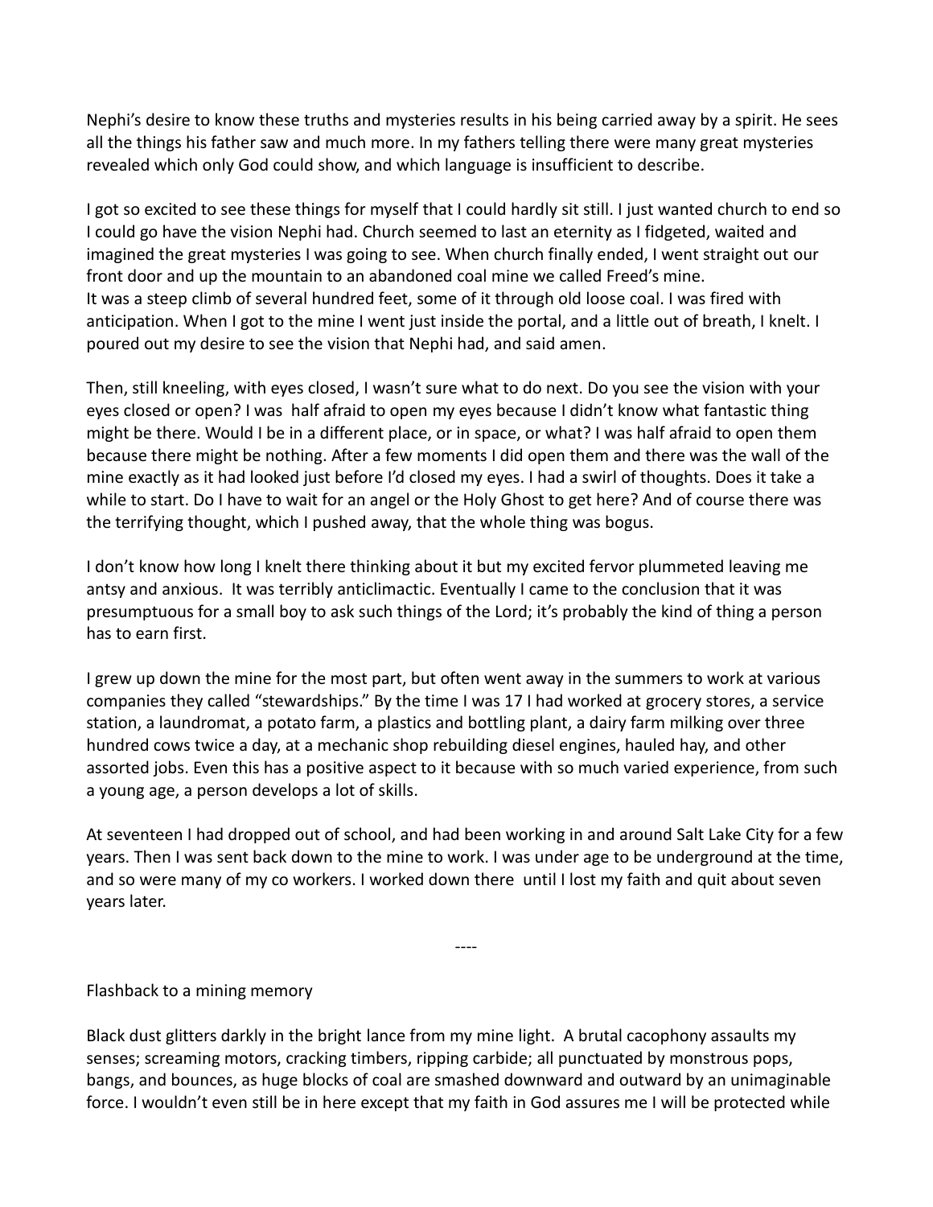Nephi's desire to know these truths and mysteries results in his being carried away by a spirit. He sees all the things his father saw and much more. In my fathers telling there were many great mysteries revealed which only God could show, and which language is insufficient to describe.

I got so excited to see these things for myself that I could hardly sit still. I just wanted church to end so I could go have the vision Nephi had. Church seemed to last an eternity as I fidgeted, waited and imagined the great mysteries I was going to see. When church finally ended, I went straight out our front door and up the mountain to an abandoned coal mine we called Freed's mine.
It was a steep climb of several hundred feet, some of it through old loose coal. I was fired with anticipation. When I got to the mine I went just inside the portal, and a little out of breath, I knelt. I poured out my desire to see the vision that Nephi had, and said amen.

Then, still kneeling, with eyes closed, I wasn't sure what to do next. Do you see the vision with your eyes closed or open? I was half afraid to open my eyes because I didn't know what fantastic thing might be there. Would I be in a different place, or in space, or what? I was half afraid to open them because there might be nothing. After a few moments I did open them and there was the wall of the mine exactly as it had looked just before I'd closed my eyes. I had a swirl of thoughts. Does it take a while to start. Do I have to wait for an angel or the Holy Ghost to get here? And of course there was the terrifying thought, which I pushed away, that the whole thing was bogus.

I don't know how long I knelt there thinking about it but my excited fervor plummeted leaving me antsy and anxious. It was terribly anticlimactic. Eventually I came to the conclusion that it was presumptuous for a small boy to ask such things of the Lord; it's probably the kind of thing a person has to earn first.

I grew up down the mine for the most part, but often went away in the summers to work at various companies they called "stewardships." By the time I was 17 I had worked at grocery stores, a service station, a laundromat, a potato farm, a plastics and bottling plant, a dairy farm milking over three hundred cows twice a day, at a mechanic shop rebuilding diesel engines, hauled hay, and other assorted jobs. Even this has a positive aspect to it because with so much varied experience, from such a young age, a person develops a lot of skills.

At seventeen I had dropped out of school, and had been working in and around Salt Lake City for a few years. Then I was sent back down to the mine to work. I was under age to be underground at the time, and so were many of my co workers. I worked down there until I lost my faith and quit about seven years later.

----

Flashback to a mining memory

Black dust glitters darkly in the bright lance from my mine light. A brutal cacophony assaults my senses; screaming motors, cracking timbers, ripping carbide; all punctuated by monstrous pops, bangs, and bounces, as huge blocks of coal are smashed downward and outward by an unimaginable force. I wouldn't even still be in here except that my faith in God assures me I will be protected while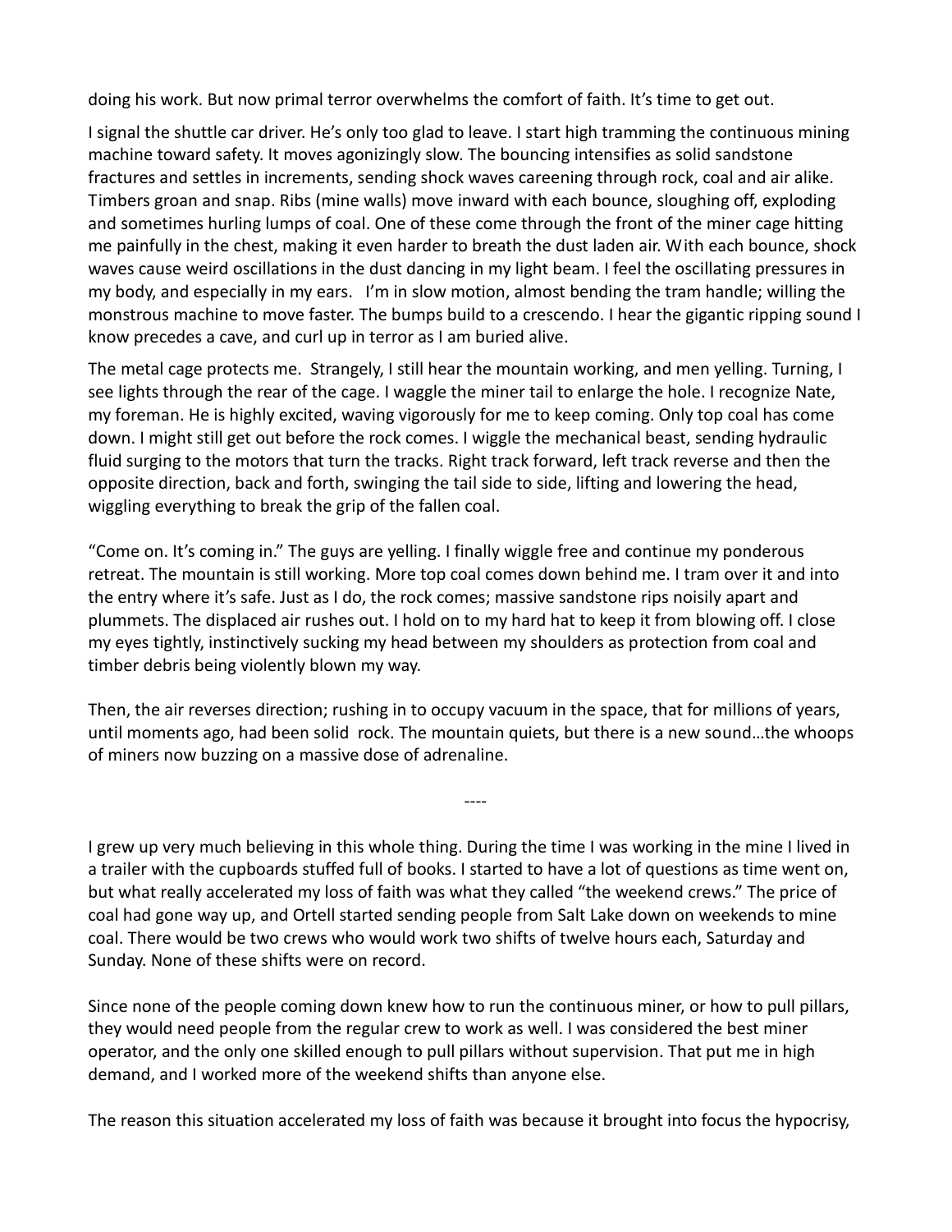doing his work. But now primal terror overwhelms the comfort of faith. It's time to get out.

I signal the shuttle car driver. He's only too glad to leave. I start high tramming the continuous mining machine toward safety. It moves agonizingly slow. The bouncing intensifies as solid sandstone fractures and settles in increments, sending shock waves careening through rock, coal and air alike. Timbers groan and snap. Ribs (mine walls) move inward with each bounce, sloughing off, exploding and sometimes hurling lumps of coal. One of these come through the front of the miner cage hitting me painfully in the chest, making it even harder to breath the dust laden air. With each bounce, shock waves cause weird oscillations in the dust dancing in my light beam. I feel the oscillating pressures in my body, and especially in my ears. I'm in slow motion, almost bending the tram handle; willing the monstrous machine to move faster. The bumps build to a crescendo. I hear the gigantic ripping sound I know precedes a cave, and curl up in terror as I am buried alive.

The metal cage protects me. Strangely, I still hear the mountain working, and men yelling. Turning, I see lights through the rear of the cage. I waggle the miner tail to enlarge the hole. I recognize Nate, my foreman. He is highly excited, waving vigorously for me to keep coming. Only top coal has come down. I might still get out before the rock comes. I wiggle the mechanical beast, sending hydraulic fluid surging to the motors that turn the tracks. Right track forward, left track reverse and then the opposite direction, back and forth, swinging the tail side to side, lifting and lowering the head, wiggling everything to break the grip of the fallen coal.

"Come on. It's coming in." The guys are yelling. I finally wiggle free and continue my ponderous retreat. The mountain is still working. More top coal comes down behind me. I tram over it and into the entry where it's safe. Just as I do, the rock comes; massive sandstone rips noisily apart and plummets. The displaced air rushes out. I hold on to my hard hat to keep it from blowing off. I close my eyes tightly, instinctively sucking my head between my shoulders as protection from coal and timber debris being violently blown my way.

Then, the air reverses direction; rushing in to occupy vacuum in the space, that for millions of years, until moments ago, had been solid rock. The mountain quiets, but there is a new sound…the whoops of miners now buzzing on a massive dose of adrenaline.

----

I grew up very much believing in this whole thing. During the time I was working in the mine I lived in a trailer with the cupboards stuffed full of books. I started to have a lot of questions as time went on, but what really accelerated my loss of faith was what they called "the weekend crews." The price of coal had gone way up, and Ortell started sending people from Salt Lake down on weekends to mine coal. There would be two crews who would work two shifts of twelve hours each, Saturday and Sunday. None of these shifts were on record.

Since none of the people coming down knew how to run the continuous miner, or how to pull pillars, they would need people from the regular crew to work as well. I was considered the best miner operator, and the only one skilled enough to pull pillars without supervision. That put me in high demand, and I worked more of the weekend shifts than anyone else.

The reason this situation accelerated my loss of faith was because it brought into focus the hypocrisy,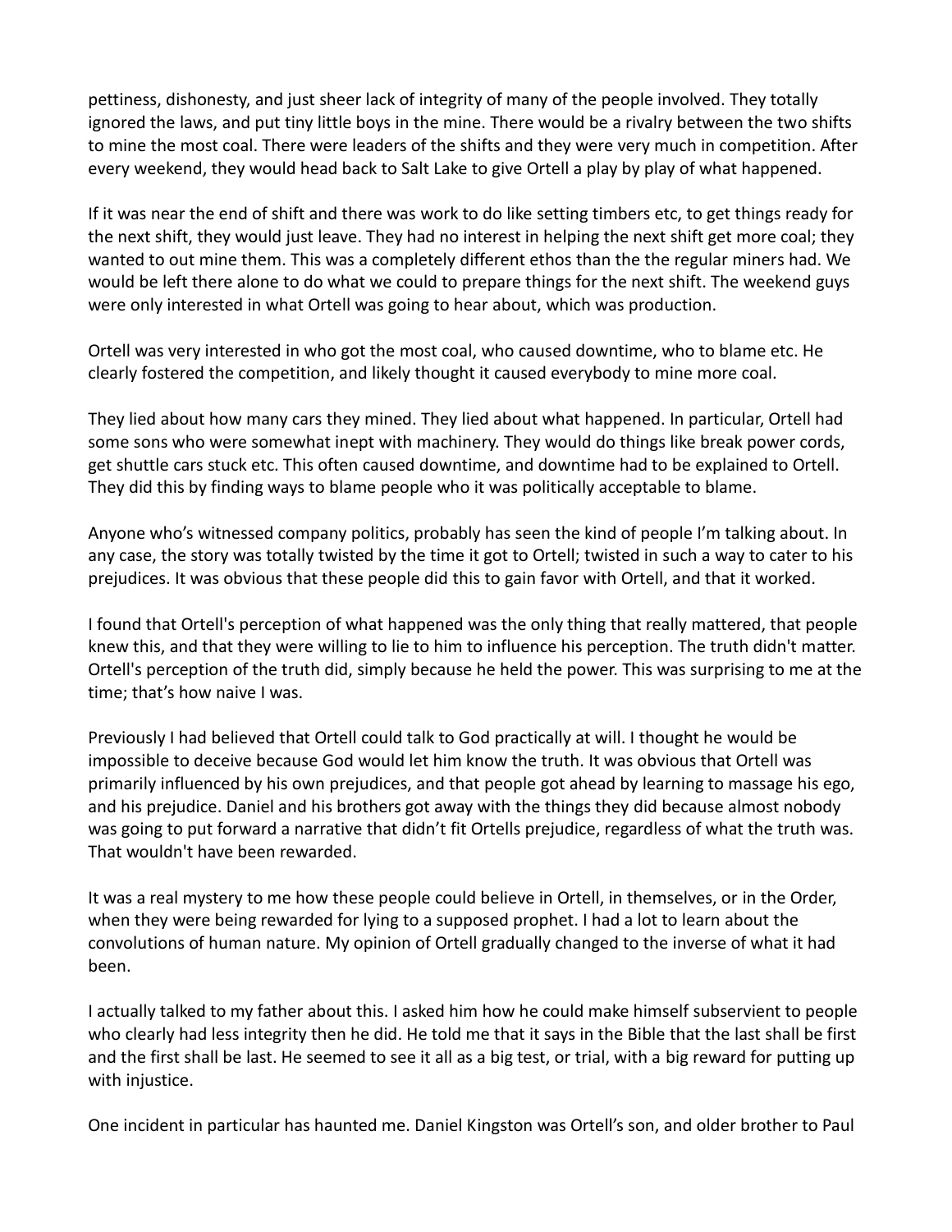pettiness, dishonesty, and just sheer lack of integrity of many of the people involved. They totally ignored the laws, and put tiny little boys in the mine. There would be a rivalry between the two shifts to mine the most coal. There were leaders of the shifts and they were very much in competition. After every weekend, they would head back to Salt Lake to give Ortell a play by play of what happened.

If it was near the end of shift and there was work to do like setting timbers etc, to get things ready for the next shift, they would just leave. They had no interest in helping the next shift get more coal; they wanted to out mine them. This was a completely different ethos than the the regular miners had. We would be left there alone to do what we could to prepare things for the next shift. The weekend guys were only interested in what Ortell was going to hear about, which was production.

Ortell was very interested in who got the most coal, who caused downtime, who to blame etc. He clearly fostered the competition, and likely thought it caused everybody to mine more coal.

They lied about how many cars they mined. They lied about what happened. In particular, Ortell had some sons who were somewhat inept with machinery. They would do things like break power cords, get shuttle cars stuck etc. This often caused downtime, and downtime had to be explained to Ortell. They did this by finding ways to blame people who it was politically acceptable to blame.

Anyone who's witnessed company politics, probably has seen the kind of people I'm talking about. In any case, the story was totally twisted by the time it got to Ortell; twisted in such a way to cater to his prejudices. It was obvious that these people did this to gain favor with Ortell, and that it worked.

I found that Ortell's perception of what happened was the only thing that really mattered, that people knew this, and that they were willing to lie to him to influence his perception. The truth didn't matter. Ortell's perception of the truth did, simply because he held the power. This was surprising to me at the time; that's how naive I was.

Previously I had believed that Ortell could talk to God practically at will. I thought he would be impossible to deceive because God would let him know the truth. It was obvious that Ortell was primarily influenced by his own prejudices, and that people got ahead by learning to massage his ego, and his prejudice. Daniel and his brothers got away with the things they did because almost nobody was going to put forward a narrative that didn't fit Ortells prejudice, regardless of what the truth was. That wouldn't have been rewarded.

It was a real mystery to me how these people could believe in Ortell, in themselves, or in the Order, when they were being rewarded for lying to a supposed prophet. I had a lot to learn about the convolutions of human nature. My opinion of Ortell gradually changed to the inverse of what it had been.

I actually talked to my father about this. I asked him how he could make himself subservient to people who clearly had less integrity then he did. He told me that it says in the Bible that the last shall be first and the first shall be last. He seemed to see it all as a big test, or trial, with a big reward for putting up with injustice.

One incident in particular has haunted me. Daniel Kingston was Ortell's son, and older brother to Paul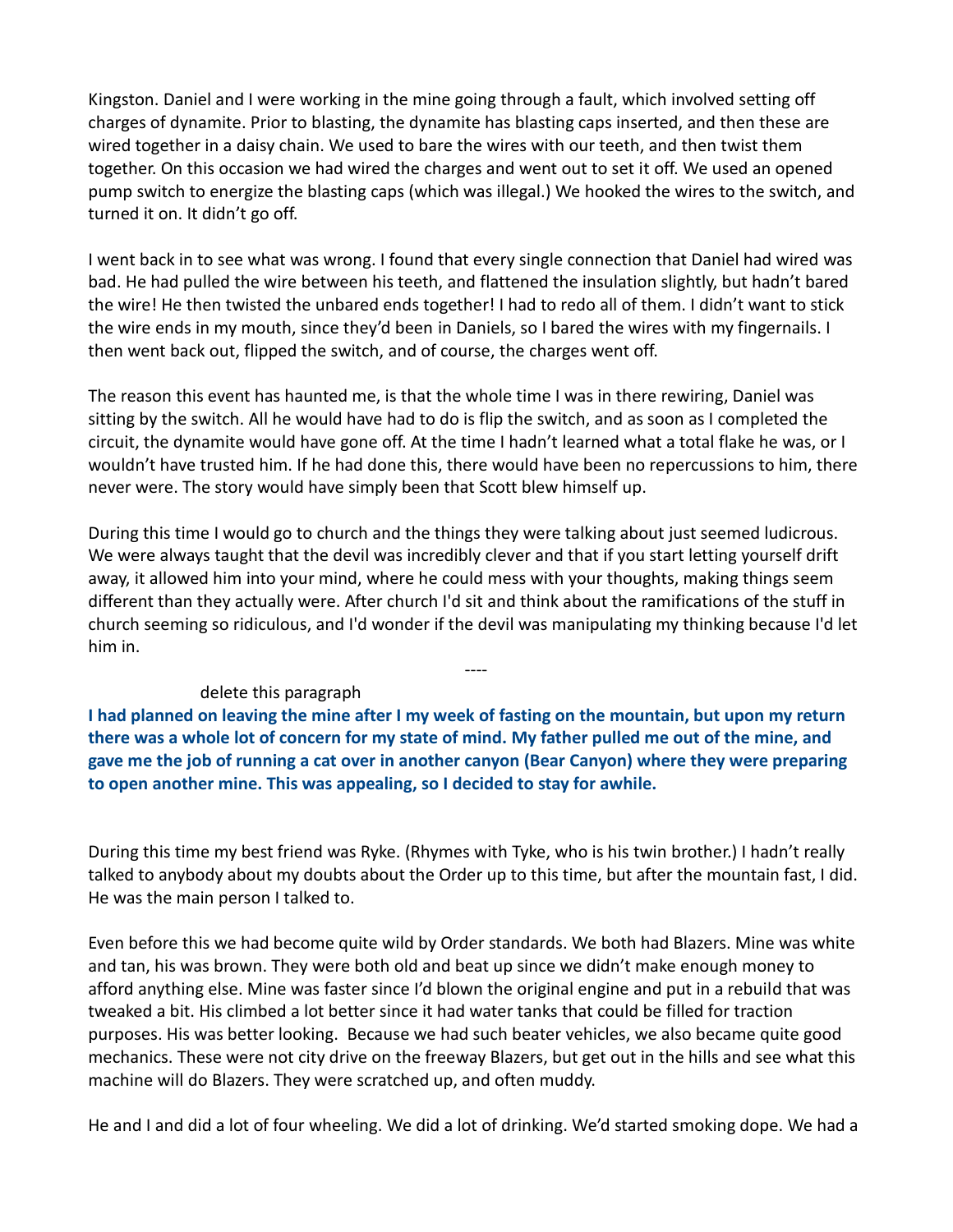Kingston. Daniel and I were working in the mine going through a fault, which involved setting off charges of dynamite. Prior to blasting, the dynamite has blasting caps inserted, and then these are wired together in a daisy chain. We used to bare the wires with our teeth, and then twist them together. On this occasion we had wired the charges and went out to set it off. We used an opened pump switch to energize the blasting caps (which was illegal.) We hooked the wires to the switch, and turned it on. It didn't go off.

I went back in to see what was wrong. I found that every single connection that Daniel had wired was bad. He had pulled the wire between his teeth, and flattened the insulation slightly, but hadn't bared the wire! He then twisted the unbared ends together! I had to redo all of them. I didn't want to stick the wire ends in my mouth, since they'd been in Daniels, so I bared the wires with my fingernails. I then went back out, flipped the switch, and of course, the charges went off.

The reason this event has haunted me, is that the whole time I was in there rewiring, Daniel was sitting by the switch. All he would have had to do is flip the switch, and as soon as I completed the circuit, the dynamite would have gone off. At the time I hadn't learned what a total flake he was, or I wouldn't have trusted him. If he had done this, there would have been no repercussions to him, there never were. The story would have simply been that Scott blew himself up.

During this time I would go to church and the things they were talking about just seemed ludicrous. We were always taught that the devil was incredibly clever and that if you start letting yourself drift away, it allowed him into your mind, where he could mess with your thoughts, making things seem different than they actually were. After church I'd sit and think about the ramifications of the stuff in church seeming so ridiculous, and I'd wonder if the devil was manipulating my thinking because I'd let him in.

----

delete this paragraph

**I had planned on leaving the mine after I my week of fasting on the mountain, but upon my return there was a whole lot of concern for my state of mind. My father pulled me out of the mine, and gave me the job of running a cat over in another canyon (Bear Canyon) where they were preparing to open another mine. This was appealing, so I decided to stay for awhile.**

During this time my best friend was Ryke. (Rhymes with Tyke, who is his twin brother.) I hadn't really talked to anybody about my doubts about the Order up to this time, but after the mountain fast, I did. He was the main person I talked to.

Even before this we had become quite wild by Order standards. We both had Blazers. Mine was white and tan, his was brown. They were both old and beat up since we didn't make enough money to afford anything else. Mine was faster since I'd blown the original engine and put in a rebuild that was tweaked a bit. His climbed a lot better since it had water tanks that could be filled for traction purposes. His was better looking. Because we had such beater vehicles, we also became quite good mechanics. These were not city drive on the freeway Blazers, but get out in the hills and see what this machine will do Blazers. They were scratched up, and often muddy.

He and I and did a lot of four wheeling. We did a lot of drinking. We'd started smoking dope. We had a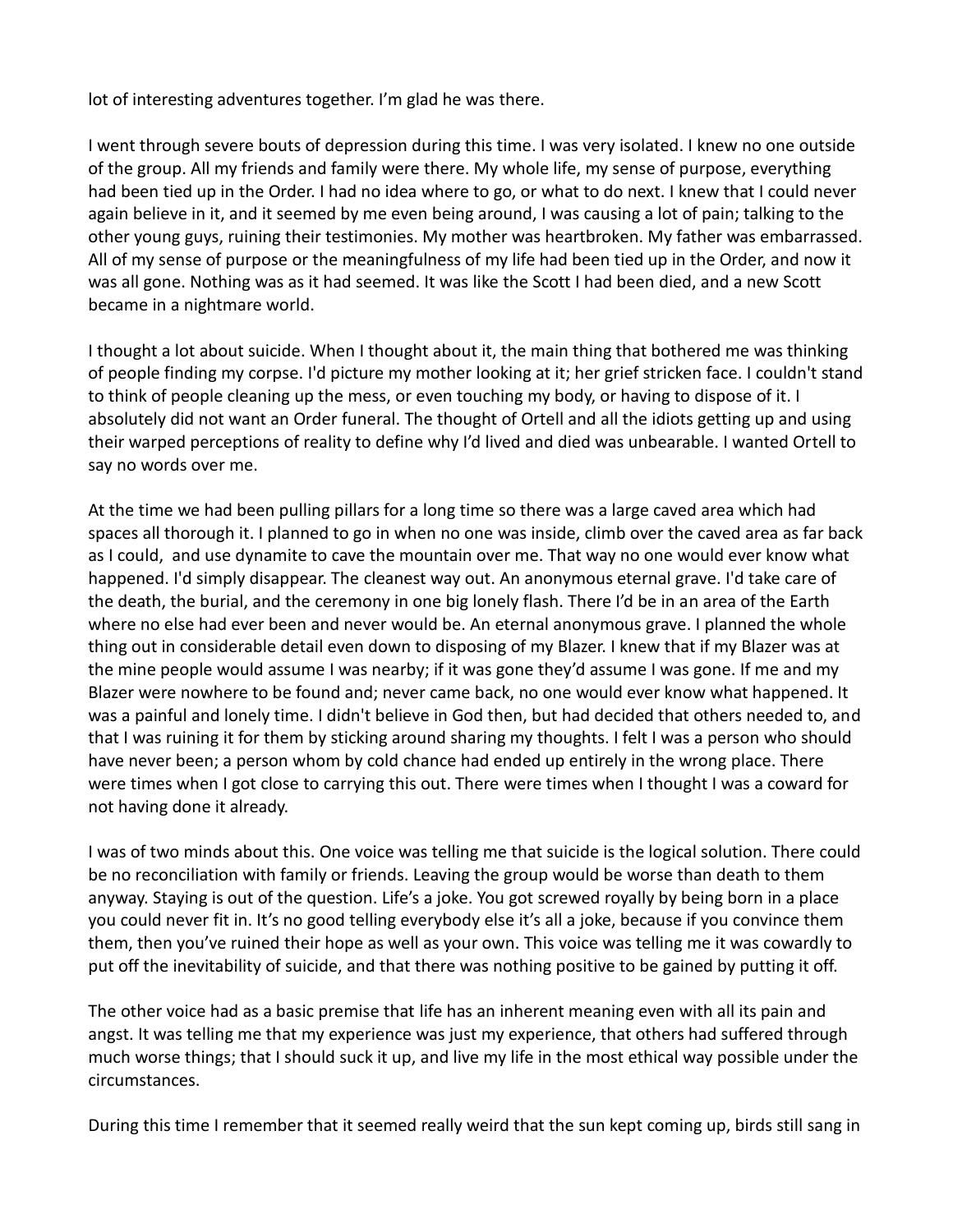lot of interesting adventures together. I'm glad he was there.

I went through severe bouts of depression during this time. I was very isolated. I knew no one outside of the group. All my friends and family were there. My whole life, my sense of purpose, everything had been tied up in the Order. I had no idea where to go, or what to do next. I knew that I could never again believe in it, and it seemed by me even being around, I was causing a lot of pain; talking to the other young guys, ruining their testimonies. My mother was heartbroken. My father was embarrassed. All of my sense of purpose or the meaningfulness of my life had been tied up in the Order, and now it was all gone. Nothing was as it had seemed. It was like the Scott I had been died, and a new Scott became in a nightmare world.

I thought a lot about suicide. When I thought about it, the main thing that bothered me was thinking of people finding my corpse. I'd picture my mother looking at it; her grief stricken face. I couldn't stand to think of people cleaning up the mess, or even touching my body, or having to dispose of it. I absolutely did not want an Order funeral. The thought of Ortell and all the idiots getting up and using their warped perceptions of reality to define why I'd lived and died was unbearable. I wanted Ortell to say no words over me.

At the time we had been pulling pillars for a long time so there was a large caved area which had spaces all thorough it. I planned to go in when no one was inside, climb over the caved area as far back as I could, and use dynamite to cave the mountain over me. That way no one would ever know what happened. I'd simply disappear. The cleanest way out. An anonymous eternal grave. I'd take care of the death, the burial, and the ceremony in one big lonely flash. There I'd be in an area of the Earth where no else had ever been and never would be. An eternal anonymous grave. I planned the whole thing out in considerable detail even down to disposing of my Blazer. I knew that if my Blazer was at the mine people would assume I was nearby; if it was gone they'd assume I was gone. If me and my Blazer were nowhere to be found and; never came back, no one would ever know what happened. It was a painful and lonely time. I didn't believe in God then, but had decided that others needed to, and that I was ruining it for them by sticking around sharing my thoughts. I felt I was a person who should have never been; a person whom by cold chance had ended up entirely in the wrong place. There were times when I got close to carrying this out. There were times when I thought I was a coward for not having done it already.

I was of two minds about this. One voice was telling me that suicide is the logical solution. There could be no reconciliation with family or friends. Leaving the group would be worse than death to them anyway. Staying is out of the question. Life's a joke. You got screwed royally by being born in a place you could never fit in. It's no good telling everybody else it's all a joke, because if you convince them them, then you've ruined their hope as well as your own. This voice was telling me it was cowardly to put off the inevitability of suicide, and that there was nothing positive to be gained by putting it off.

The other voice had as a basic premise that life has an inherent meaning even with all its pain and angst. It was telling me that my experience was just my experience, that others had suffered through much worse things; that I should suck it up, and live my life in the most ethical way possible under the circumstances.

During this time I remember that it seemed really weird that the sun kept coming up, birds still sang in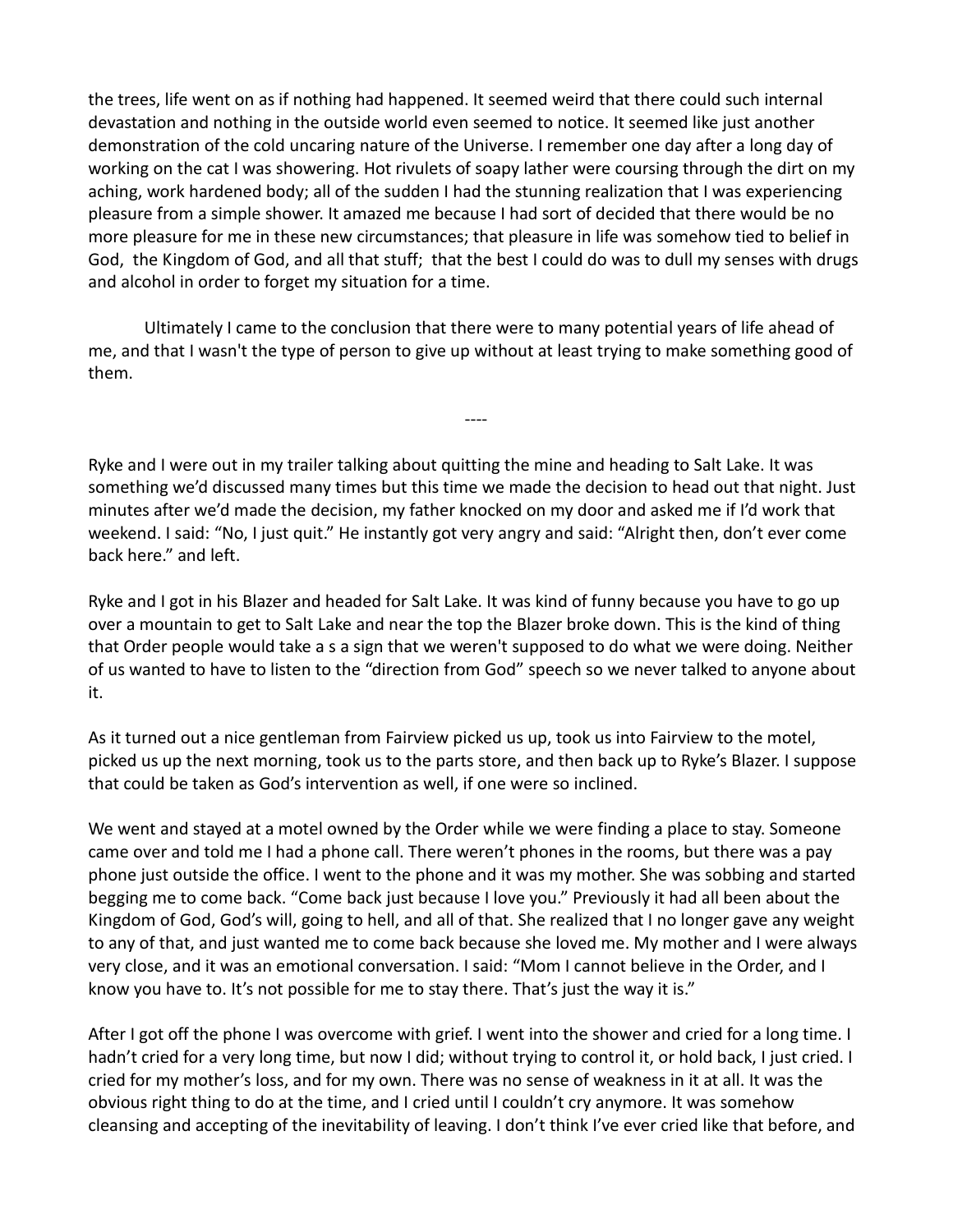the trees, life went on as if nothing had happened. It seemed weird that there could such internal devastation and nothing in the outside world even seemed to notice. It seemed like just another demonstration of the cold uncaring nature of the Universe. I remember one day after a long day of working on the cat I was showering. Hot rivulets of soapy lather were coursing through the dirt on my aching, work hardened body; all of the sudden I had the stunning realization that I was experiencing pleasure from a simple shower. It amazed me because I had sort of decided that there would be no more pleasure for me in these new circumstances; that pleasure in life was somehow tied to belief in God, the Kingdom of God, and all that stuff; that the best I could do was to dull my senses with drugs and alcohol in order to forget my situation for a time.

Ultimately I came to the conclusion that there were to many potential years of life ahead of me, and that I wasn't the type of person to give up without at least trying to make something good of them.

----

Ryke and I were out in my trailer talking about quitting the mine and heading to Salt Lake. It was something we'd discussed many times but this time we made the decision to head out that night. Just minutes after we'd made the decision, my father knocked on my door and asked me if I'd work that weekend. I said: "No, I just quit." He instantly got very angry and said: "Alright then, don't ever come back here." and left.

Ryke and I got in his Blazer and headed for Salt Lake. It was kind of funny because you have to go up over a mountain to get to Salt Lake and near the top the Blazer broke down. This is the kind of thing that Order people would take a s a sign that we weren't supposed to do what we were doing. Neither of us wanted to have to listen to the "direction from God" speech so we never talked to anyone about it.

As it turned out a nice gentleman from Fairview picked us up, took us into Fairview to the motel, picked us up the next morning, took us to the parts store, and then back up to Ryke's Blazer. I suppose that could be taken as God's intervention as well, if one were so inclined.

We went and stayed at a motel owned by the Order while we were finding a place to stay. Someone came over and told me I had a phone call. There weren't phones in the rooms, but there was a pay phone just outside the office. I went to the phone and it was my mother. She was sobbing and started begging me to come back. "Come back just because I love you." Previously it had all been about the Kingdom of God, God's will, going to hell, and all of that. She realized that I no longer gave any weight to any of that, and just wanted me to come back because she loved me. My mother and I were always very close, and it was an emotional conversation. I said: "Mom I cannot believe in the Order, and I know you have to. It's not possible for me to stay there. That's just the way it is."

After I got off the phone I was overcome with grief. I went into the shower and cried for a long time. I hadn't cried for a very long time, but now I did; without trying to control it, or hold back, I just cried. I cried for my mother's loss, and for my own. There was no sense of weakness in it at all. It was the obvious right thing to do at the time, and I cried until I couldn't cry anymore. It was somehow cleansing and accepting of the inevitability of leaving. I don't think I've ever cried like that before, and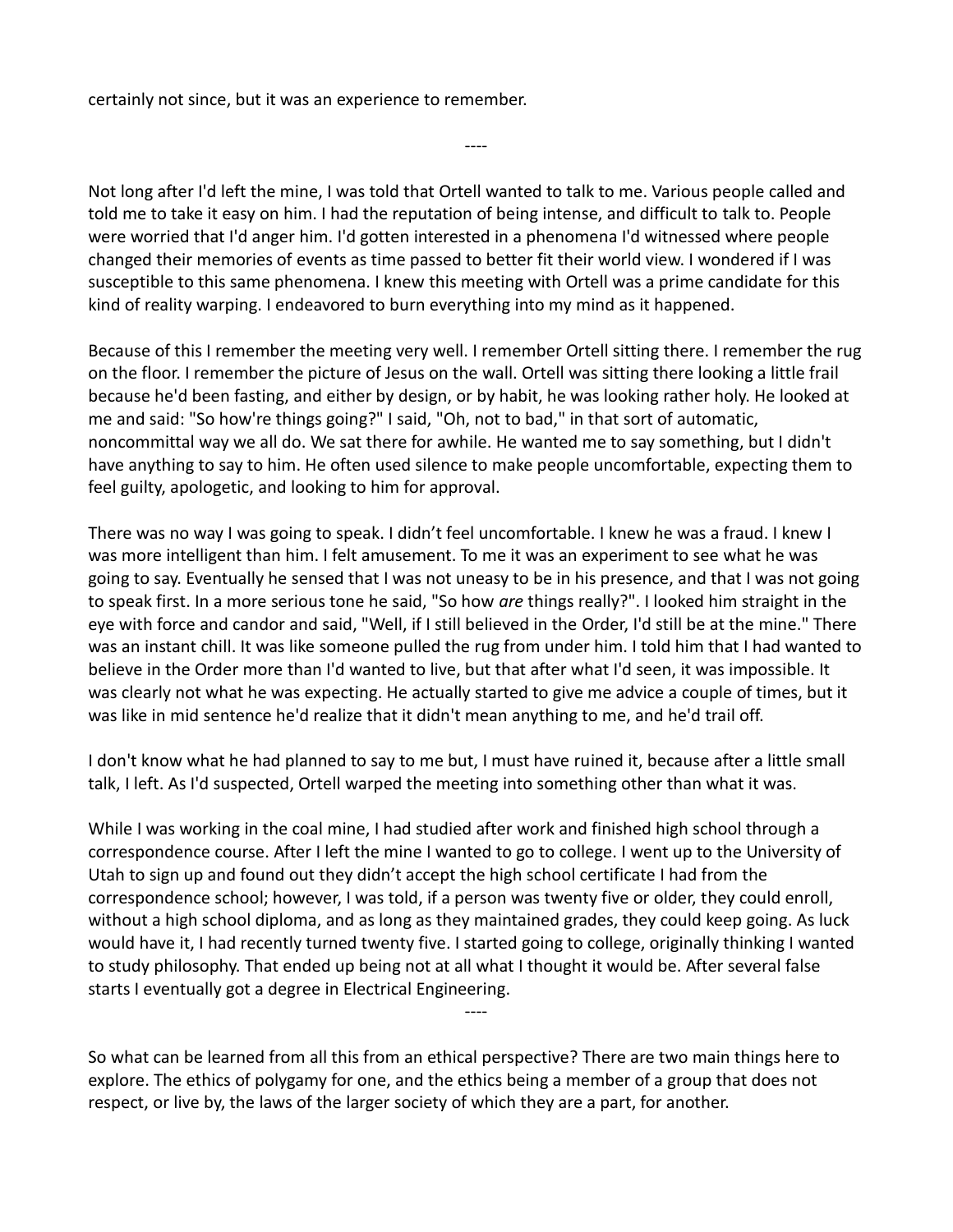certainly not since, but it was an experience to remember.

----

Not long after I'd left the mine, I was told that Ortell wanted to talk to me. Various people called and told me to take it easy on him. I had the reputation of being intense, and difficult to talk to. People were worried that I'd anger him. I'd gotten interested in a phenomena I'd witnessed where people changed their memories of events as time passed to better fit their world view. I wondered if I was susceptible to this same phenomena. I knew this meeting with Ortell was a prime candidate for this kind of reality warping. I endeavored to burn everything into my mind as it happened.

Because of this I remember the meeting very well. I remember Ortell sitting there. I remember the rug on the floor. I remember the picture of Jesus on the wall. Ortell was sitting there looking a little frail because he'd been fasting, and either by design, or by habit, he was looking rather holy. He looked at me and said: "So how're things going?" I said, "Oh, not to bad," in that sort of automatic, noncommittal way we all do. We sat there for awhile. He wanted me to say something, but I didn't have anything to say to him. He often used silence to make people uncomfortable, expecting them to feel guilty, apologetic, and looking to him for approval.

There was no way I was going to speak. I didn't feel uncomfortable. I knew he was a fraud. I knew I was more intelligent than him. I felt amusement. To me it was an experiment to see what he was going to say. Eventually he sensed that I was not uneasy to be in his presence, and that I was not going to speak first. In a more serious tone he said, "So how *are* things really?". I looked him straight in the eye with force and candor and said, "Well, if I still believed in the Order, I'd still be at the mine." There was an instant chill. It was like someone pulled the rug from under him. I told him that I had wanted to believe in the Order more than I'd wanted to live, but that after what I'd seen, it was impossible. It was clearly not what he was expecting. He actually started to give me advice a couple of times, but it was like in mid sentence he'd realize that it didn't mean anything to me, and he'd trail off.

I don't know what he had planned to say to me but, I must have ruined it, because after a little small talk, I left. As I'd suspected, Ortell warped the meeting into something other than what it was.

While I was working in the coal mine, I had studied after work and finished high school through a correspondence course. After I left the mine I wanted to go to college. I went up to the University of Utah to sign up and found out they didn't accept the high school certificate I had from the correspondence school; however, I was told, if a person was twenty five or older, they could enroll, without a high school diploma, and as long as they maintained grades, they could keep going. As luck would have it, I had recently turned twenty five. I started going to college, originally thinking I wanted to study philosophy. That ended up being not at all what I thought it would be. After several false starts I eventually got a degree in Electrical Engineering.

----

So what can be learned from all this from an ethical perspective? There are two main things here to explore. The ethics of polygamy for one, and the ethics being a member of a group that does not respect, or live by, the laws of the larger society of which they are a part, for another.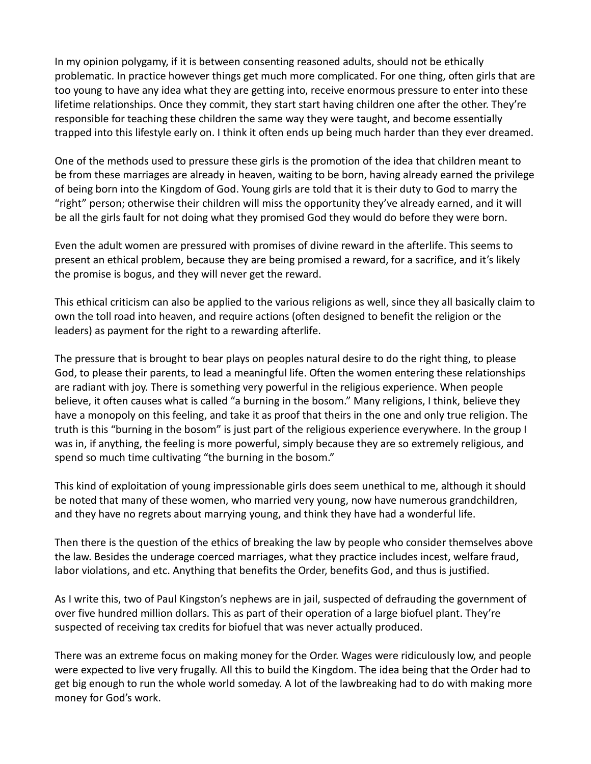In my opinion polygamy, if it is between consenting reasoned adults, should not be ethically problematic. In practice however things get much more complicated. For one thing, often girls that are too young to have any idea what they are getting into, receive enormous pressure to enter into these lifetime relationships. Once they commit, they start start having children one after the other. They're responsible for teaching these children the same way they were taught, and become essentially trapped into this lifestyle early on. I think it often ends up being much harder than they ever dreamed.

One of the methods used to pressure these girls is the promotion of the idea that children meant to be from these marriages are already in heaven, waiting to be born, having already earned the privilege of being born into the Kingdom of God. Young girls are told that it is their duty to God to marry the "right" person; otherwise their children will miss the opportunity they've already earned, and it will be all the girls fault for not doing what they promised God they would do before they were born.

Even the adult women are pressured with promises of divine reward in the afterlife. This seems to present an ethical problem, because they are being promised a reward, for a sacrifice, and it's likely the promise is bogus, and they will never get the reward.

This ethical criticism can also be applied to the various religions as well, since they all basically claim to own the toll road into heaven, and require actions (often designed to benefit the religion or the leaders) as payment for the right to a rewarding afterlife.

The pressure that is brought to bear plays on peoples natural desire to do the right thing, to please God, to please their parents, to lead a meaningful life. Often the women entering these relationships are radiant with joy. There is something very powerful in the religious experience. When people believe, it often causes what is called "a burning in the bosom." Many religions, I think, believe they have a monopoly on this feeling, and take it as proof that theirs in the one and only true religion. The truth is this "burning in the bosom" is just part of the religious experience everywhere. In the group I was in, if anything, the feeling is more powerful, simply because they are so extremely religious, and spend so much time cultivating "the burning in the bosom."

This kind of exploitation of young impressionable girls does seem unethical to me, although it should be noted that many of these women, who married very young, now have numerous grandchildren, and they have no regrets about marrying young, and think they have had a wonderful life.

Then there is the question of the ethics of breaking the law by people who consider themselves above the law. Besides the underage coerced marriages, what they practice includes incest, welfare fraud, labor violations, and etc. Anything that benefits the Order, benefits God, and thus is justified.

As I write this, two of Paul Kingston's nephews are in jail, suspected of defrauding the government of over five hundred million dollars. This as part of their operation of a large biofuel plant. They're suspected of receiving tax credits for biofuel that was never actually produced.

There was an extreme focus on making money for the Order. Wages were ridiculously low, and people were expected to live very frugally. All this to build the Kingdom. The idea being that the Order had to get big enough to run the whole world someday. A lot of the lawbreaking had to do with making more money for God's work.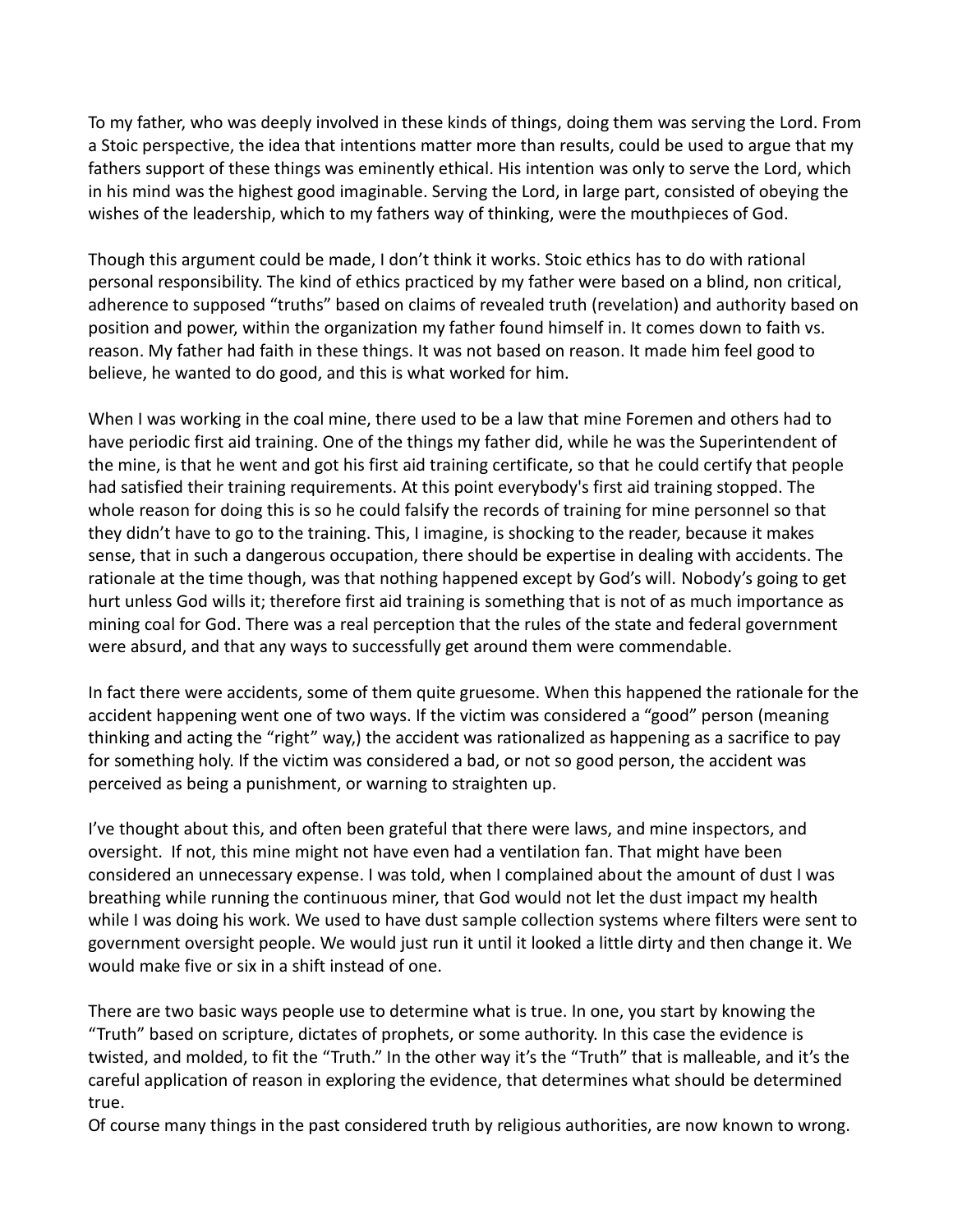To my father, who was deeply involved in these kinds of things, doing them was serving the Lord. From a Stoic perspective, the idea that intentions matter more than results, could be used to argue that my fathers support of these things was eminently ethical. His intention was only to serve the Lord, which in his mind was the highest good imaginable. Serving the Lord, in large part, consisted of obeying the wishes of the leadership, which to my fathers way of thinking, were the mouthpieces of God.

Though this argument could be made, I don't think it works. Stoic ethics has to do with rational personal responsibility. The kind of ethics practiced by my father were based on a blind, non critical, adherence to supposed "truths" based on claims of revealed truth (revelation) and authority based on position and power, within the organization my father found himself in. It comes down to faith vs. reason. My father had faith in these things. It was not based on reason. It made him feel good to believe, he wanted to do good, and this is what worked for him.

When I was working in the coal mine, there used to be a law that mine Foremen and others had to have periodic first aid training. One of the things my father did, while he was the Superintendent of the mine, is that he went and got his first aid training certificate, so that he could certify that people had satisfied their training requirements. At this point everybody's first aid training stopped. The whole reason for doing this is so he could falsify the records of training for mine personnel so that they didn't have to go to the training. This, I imagine, is shocking to the reader, because it makes sense, that in such a dangerous occupation, there should be expertise in dealing with accidents. The rationale at the time though, was that nothing happened except by God's will. Nobody's going to get hurt unless God wills it; therefore first aid training is something that is not of as much importance as mining coal for God. There was a real perception that the rules of the state and federal government were absurd, and that any ways to successfully get around them were commendable.

In fact there were accidents, some of them quite gruesome. When this happened the rationale for the accident happening went one of two ways. If the victim was considered a "good" person (meaning thinking and acting the "right" way,) the accident was rationalized as happening as a sacrifice to pay for something holy. If the victim was considered a bad, or not so good person, the accident was perceived as being a punishment, or warning to straighten up.

I've thought about this, and often been grateful that there were laws, and mine inspectors, and oversight. If not, this mine might not have even had a ventilation fan. That might have been considered an unnecessary expense. I was told, when I complained about the amount of dust I was breathing while running the continuous miner, that God would not let the dust impact my health while I was doing his work. We used to have dust sample collection systems where filters were sent to government oversight people. We would just run it until it looked a little dirty and then change it. We would make five or six in a shift instead of one.

There are two basic ways people use to determine what is true. In one, you start by knowing the "Truth" based on scripture, dictates of prophets, or some authority. In this case the evidence is twisted, and molded, to fit the "Truth." In the other way it's the "Truth" that is malleable, and it's the careful application of reason in exploring the evidence, that determines what should be determined true.

Of course many things in the past considered truth by religious authorities, are now known to wrong.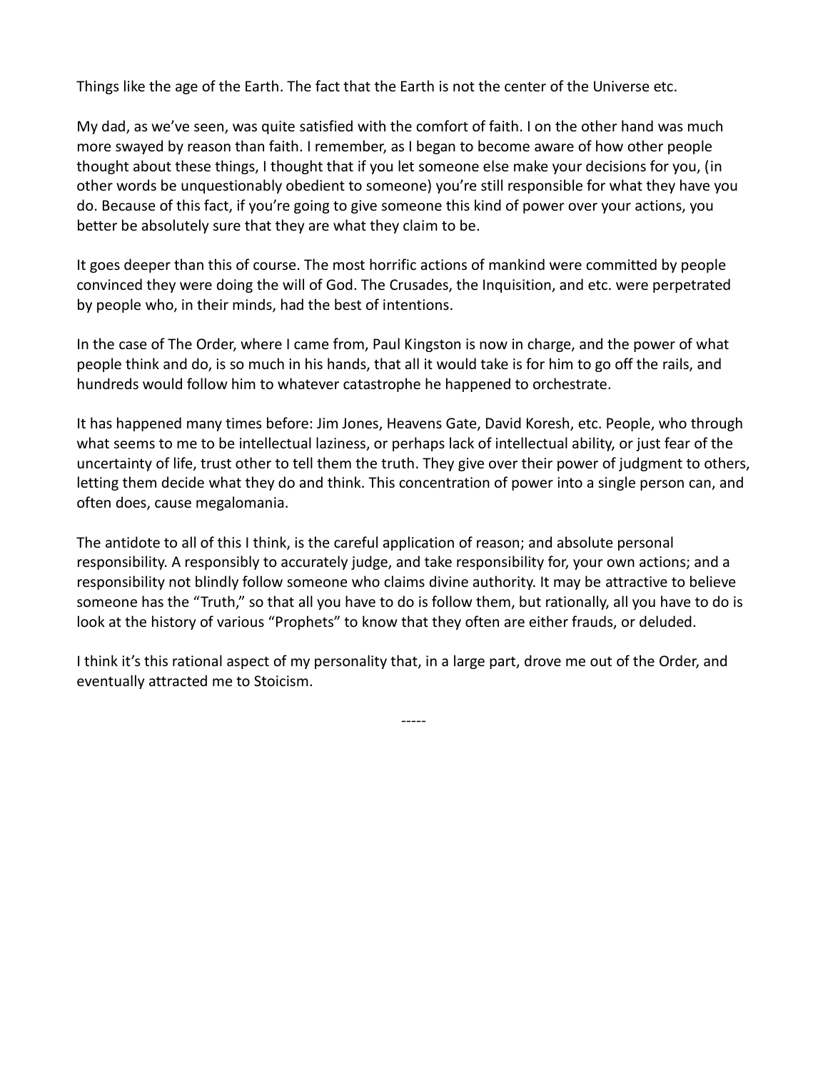Things like the age of the Earth. The fact that the Earth is not the center of the Universe etc.

My dad, as we've seen, was quite satisfied with the comfort of faith. I on the other hand was much more swayed by reason than faith. I remember, as I began to become aware of how other people thought about these things, I thought that if you let someone else make your decisions for you, (in other words be unquestionably obedient to someone) you're still responsible for what they have you do. Because of this fact, if you're going to give someone this kind of power over your actions, you better be absolutely sure that they are what they claim to be.

It goes deeper than this of course. The most horrific actions of mankind were committed by people convinced they were doing the will of God. The Crusades, the Inquisition, and etc. were perpetrated by people who, in their minds, had the best of intentions.

In the case of The Order, where I came from, Paul Kingston is now in charge, and the power of what people think and do, is so much in his hands, that all it would take is for him to go off the rails, and hundreds would follow him to whatever catastrophe he happened to orchestrate.

It has happened many times before: Jim Jones, Heavens Gate, David Koresh, etc. People, who through what seems to me to be intellectual laziness, or perhaps lack of intellectual ability, or just fear of the uncertainty of life, trust other to tell them the truth. They give over their power of judgment to others, letting them decide what they do and think. This concentration of power into a single person can, and often does, cause megalomania.

The antidote to all of this I think, is the careful application of reason; and absolute personal responsibility. A responsibly to accurately judge, and take responsibility for, your own actions; and a responsibility not blindly follow someone who claims divine authority. It may be attractive to believe someone has the "Truth," so that all you have to do is follow them, but rationally, all you have to do is look at the history of various "Prophets" to know that they often are either frauds, or deluded.

I think it's this rational aspect of my personality that, in a large part, drove me out of the Order, and eventually attracted me to Stoicism.

-----